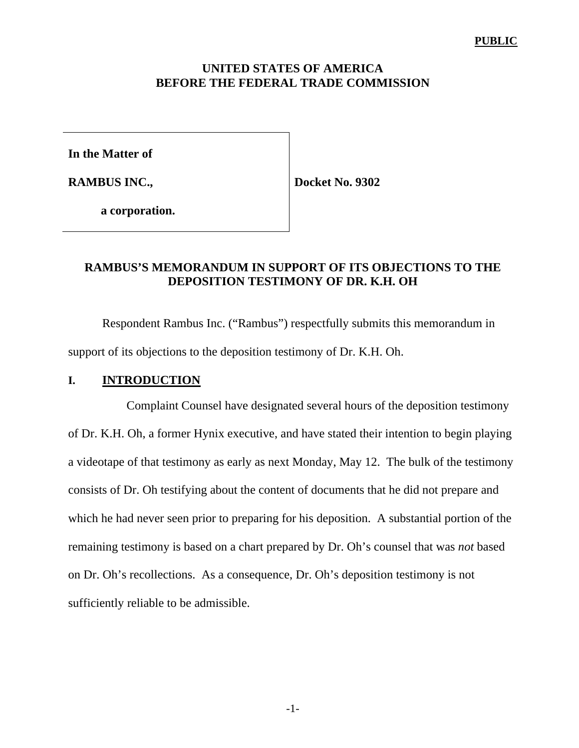**PUBLIC**

**UNITED STATES OF AMERICA**
**BEFORE THE FEDERAL TRADE COMMISSION**

| | |
|---|---|
| **In the Matter of** | |
| **RAMBUS INC.,** | **Docket No. 9302** |
| **a corporation.** | |

## RAMBUS'S MEMORANDUM IN SUPPORT OF ITS OBJECTIONS TO THE DEPOSITION TESTIMONY OF DR. K.H. OH

Respondent Rambus Inc. ("Rambus") respectfully submits this memorandum in support of its objections to the deposition testimony of Dr. K.H. Oh.

### I. INTRODUCTION

Complaint Counsel have designated several hours of the deposition testimony of Dr. K.H. Oh, a former Hynix executive, and have stated their intention to begin playing a videotape of that testimony as early as next Monday, May 12. The bulk of the testimony consists of Dr. Oh testifying about the content of documents that he did not prepare and which he had never seen prior to preparing for his deposition. A substantial portion of the remaining testimony is based on a chart prepared by Dr. Oh's counsel that was *not* based on Dr. Oh's recollections. As a consequence, Dr. Oh's deposition testimony is not sufficiently reliable to be admissible.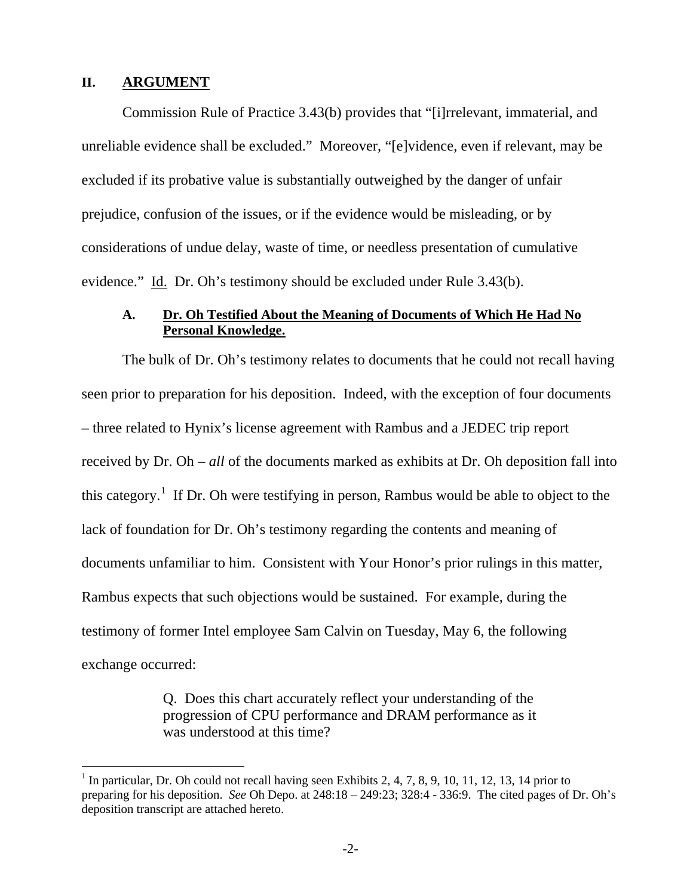## II. <u>ARGUMENT</u>

Commission Rule of Practice 3.43(b) provides that "[i]rrelevant, immaterial, and unreliable evidence shall be excluded." Moreover, "[e]vidence, even if relevant, may be excluded if its probative value is substantially outweighed by the danger of unfair prejudice, confusion of the issues, or if the evidence would be misleading, or by considerations of undue delay, waste of time, or needless presentation of cumulative evidence." <u>Id.</u> Dr. Oh's testimony should be excluded under Rule 3.43(b).

### A. <u>Dr. Oh Testified About the Meaning of Documents of Which He Had No Personal Knowledge.</u>

The bulk of Dr. Oh's testimony relates to documents that he could not recall having seen prior to preparation for his deposition. Indeed, with the exception of four documents – three related to Hynix's license agreement with Rambus and a JEDEC trip report received by Dr. Oh – *all* of the documents marked as exhibits at Dr. Oh deposition fall into this category.[1] If Dr. Oh were testifying in person, Rambus would be able to object to the lack of foundation for Dr. Oh's testimony regarding the contents and meaning of documents unfamiliar to him. Consistent with Your Honor's prior rulings in this matter, Rambus expects that such objections would be sustained. For example, during the testimony of former Intel employee Sam Calvin on Tuesday, May 6, the following exchange occurred:

> Q. Does this chart accurately reflect your understanding of the progression of CPU performance and DRAM performance as it was understood at this time?

[1] In particular, Dr. Oh could not recall having seen Exhibits 2, 4, 7, 8, 9, 10, 11, 12, 13, 14 prior to preparing for his deposition. *See* Oh Depo. at 248:18 – 249:23; 328:4 - 336:9. The cited pages of Dr. Oh's deposition transcript are attached hereto.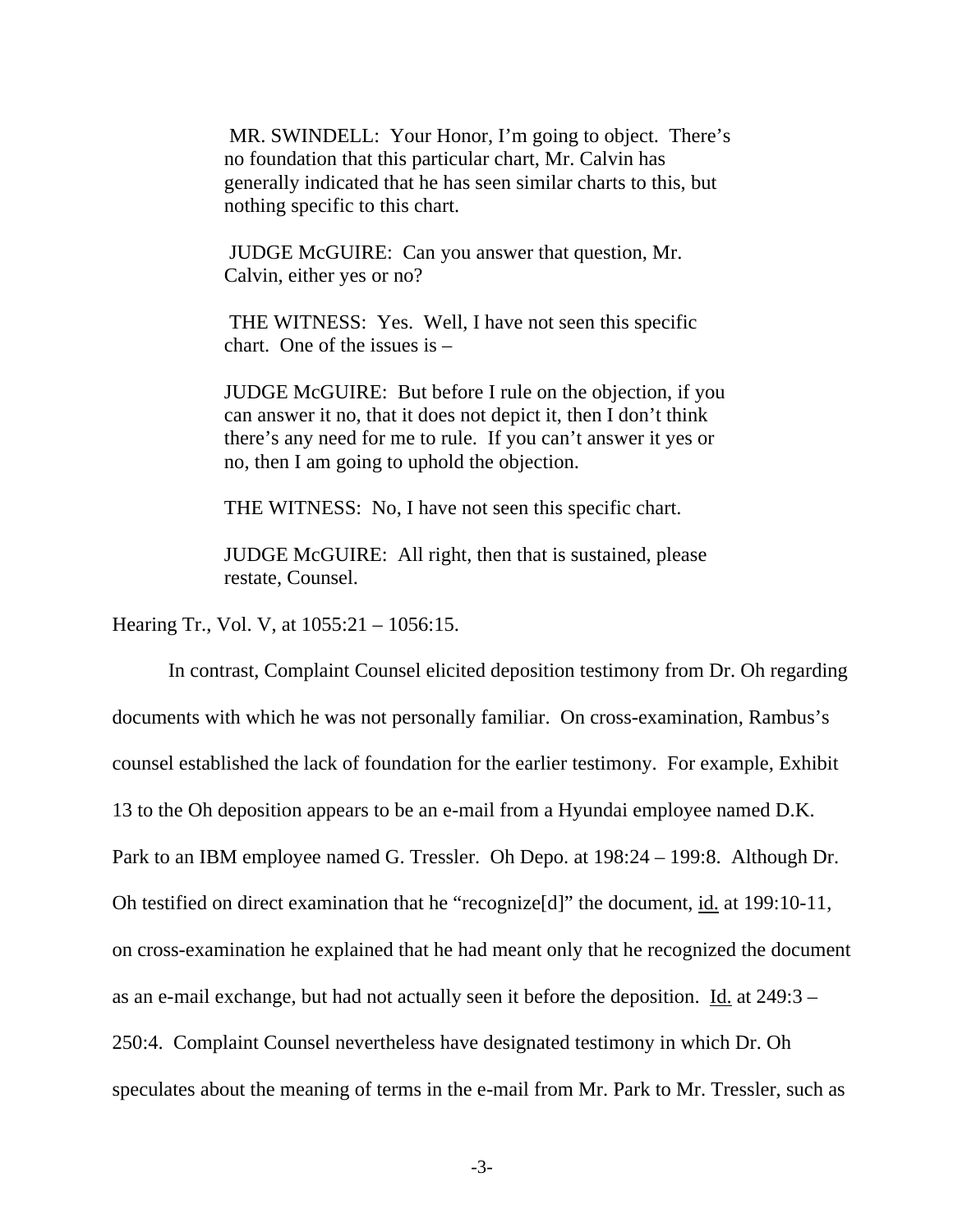> MR. SWINDELL: Your Honor, I'm going to object. There's no foundation that this particular chart, Mr. Calvin has generally indicated that he has seen similar charts to this, but nothing specific to this chart.
>
> JUDGE McGUIRE: Can you answer that question, Mr. Calvin, either yes or no?
>
> THE WITNESS: Yes. Well, I have not seen this specific chart. One of the issues is –
>
> JUDGE McGUIRE: But before I rule on the objection, if you can answer it no, that it does not depict it, then I don't think there's any need for me to rule. If you can't answer it yes or no, then I am going to uphold the objection.
>
> THE WITNESS: No, I have not seen this specific chart.
>
> JUDGE McGUIRE: All right, then that is sustained, please restate, Counsel.

Hearing Tr., Vol. V, at 1055:21 – 1056:15.

In contrast, Complaint Counsel elicited deposition testimony from Dr. Oh regarding documents with which he was not personally familiar. On cross-examination, Rambus's counsel established the lack of foundation for the earlier testimony. For example, Exhibit 13 to the Oh deposition appears to be an e-mail from a Hyundai employee named D.K. Park to an IBM employee named G. Tressler. Oh Depo. at 198:24 – 199:8. Although Dr. Oh testified on direct examination that he "recognize[d]" the document, id. at 199:10-11, on cross-examination he explained that he had meant only that he recognized the document as an e-mail exchange, but had not actually seen it before the deposition. Id. at 249:3 – 250:4. Complaint Counsel nevertheless have designated testimony in which Dr. Oh speculates about the meaning of terms in the e-mail from Mr. Park to Mr. Tressler, such as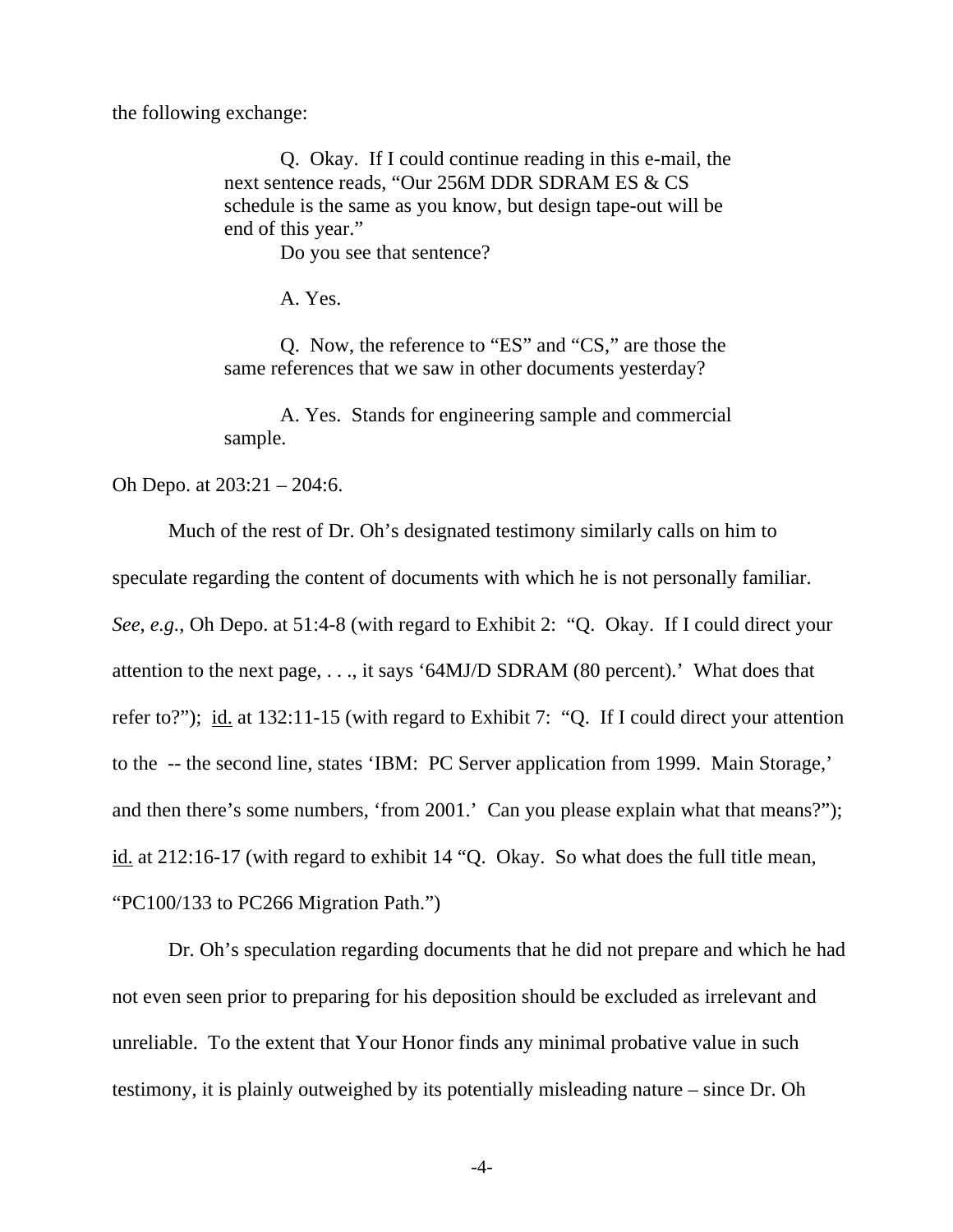the following exchange:

> Q. Okay. If I could continue reading in this e-mail, the next sentence reads, "Our 256M DDR SDRAM ES & CS schedule is the same as you know, but design tape-out will be end of this year."
>
> Do you see that sentence?
>
> A. Yes.
>
> Q. Now, the reference to "ES" and "CS," are those the same references that we saw in other documents yesterday?
>
> A. Yes. Stands for engineering sample and commercial sample.

Oh Depo. at 203:21 – 204:6.

Much of the rest of Dr. Oh's designated testimony similarly calls on him to speculate regarding the content of documents with which he is not personally familiar. *See*, *e.g.*, Oh Depo. at 51:4-8 (with regard to Exhibit 2: "Q. Okay. If I could direct your attention to the next page, . . ., it says '64MJ/D SDRAM (80 percent).' What does that refer to?"); id. at 132:11-15 (with regard to Exhibit 7: "Q. If I could direct your attention to the -- the second line, states 'IBM: PC Server application from 1999. Main Storage,' and then there's some numbers, 'from 2001.' Can you please explain what that means?"); id. at 212:16-17 (with regard to exhibit 14 "Q. Okay. So what does the full title mean, "PC100/133 to PC266 Migration Path.")

Dr. Oh's speculation regarding documents that he did not prepare and which he had not even seen prior to preparing for his deposition should be excluded as irrelevant and unreliable. To the extent that Your Honor finds any minimal probative value in such testimony, it is plainly outweighed by its potentially misleading nature – since Dr. Oh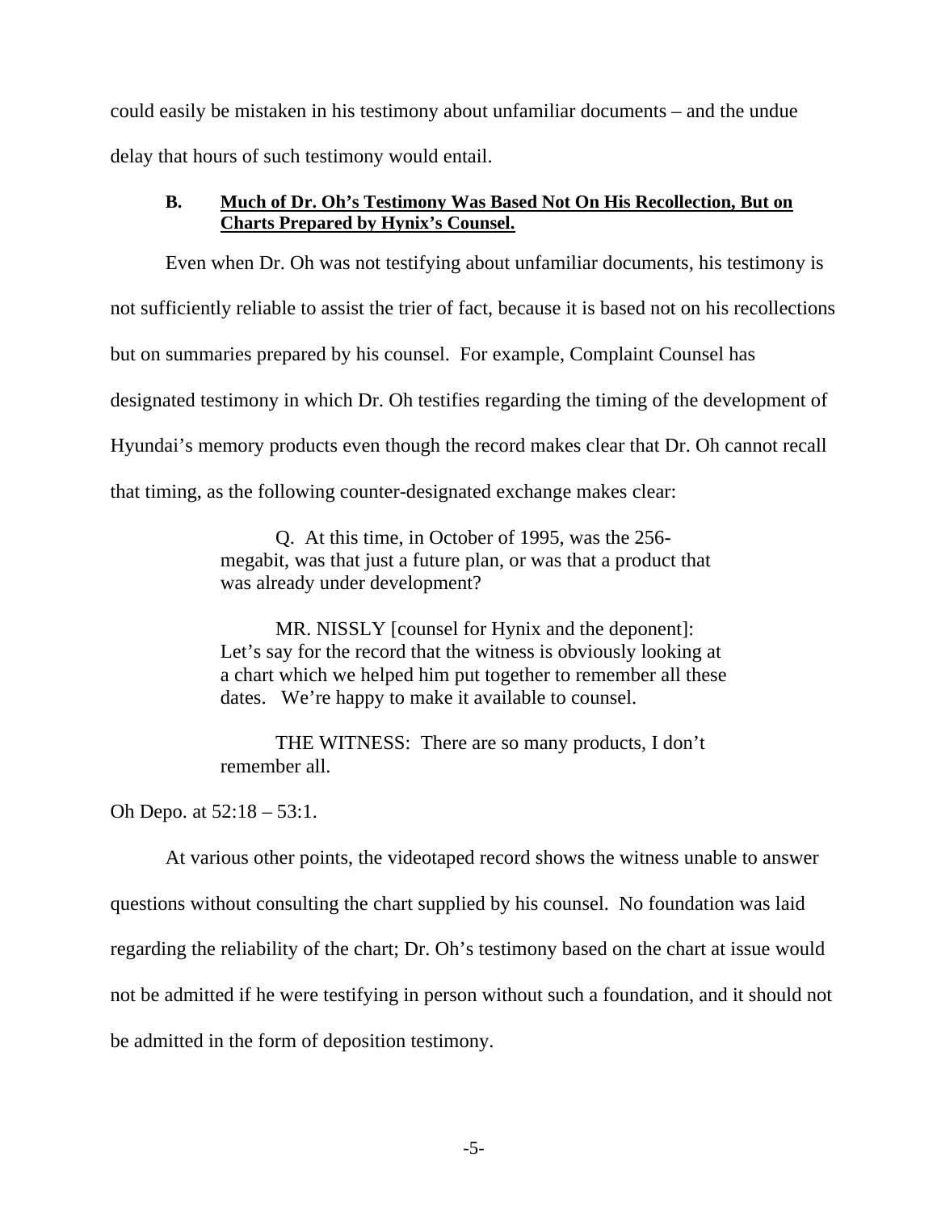could easily be mistaken in his testimony about unfamiliar documents – and the undue delay that hours of such testimony would entail.

### B. <u>Much of Dr. Oh's Testimony Was Based Not On His Recollection, But on Charts Prepared by Hynix's Counsel.</u>

Even when Dr. Oh was not testifying about unfamiliar documents, his testimony is not sufficiently reliable to assist the trier of fact, because it is based not on his recollections but on summaries prepared by his counsel. For example, Complaint Counsel has designated testimony in which Dr. Oh testifies regarding the timing of the development of Hyundai's memory products even though the record makes clear that Dr. Oh cannot recall that timing, as the following counter-designated exchange makes clear:

> Q. At this time, in October of 1995, was the 256-megabit, was that just a future plan, or was that a product that was already under development?
>
> MR. NISSLY [counsel for Hynix and the deponent]: Let's say for the record that the witness is obviously looking at a chart which we helped him put together to remember all these dates. We're happy to make it available to counsel.
>
> THE WITNESS: There are so many products, I don't remember all.

Oh Depo. at 52:18 – 53:1.

At various other points, the videotaped record shows the witness unable to answer questions without consulting the chart supplied by his counsel. No foundation was laid regarding the reliability of the chart; Dr. Oh's testimony based on the chart at issue would not be admitted if he were testifying in person without such a foundation, and it should not be admitted in the form of deposition testimony.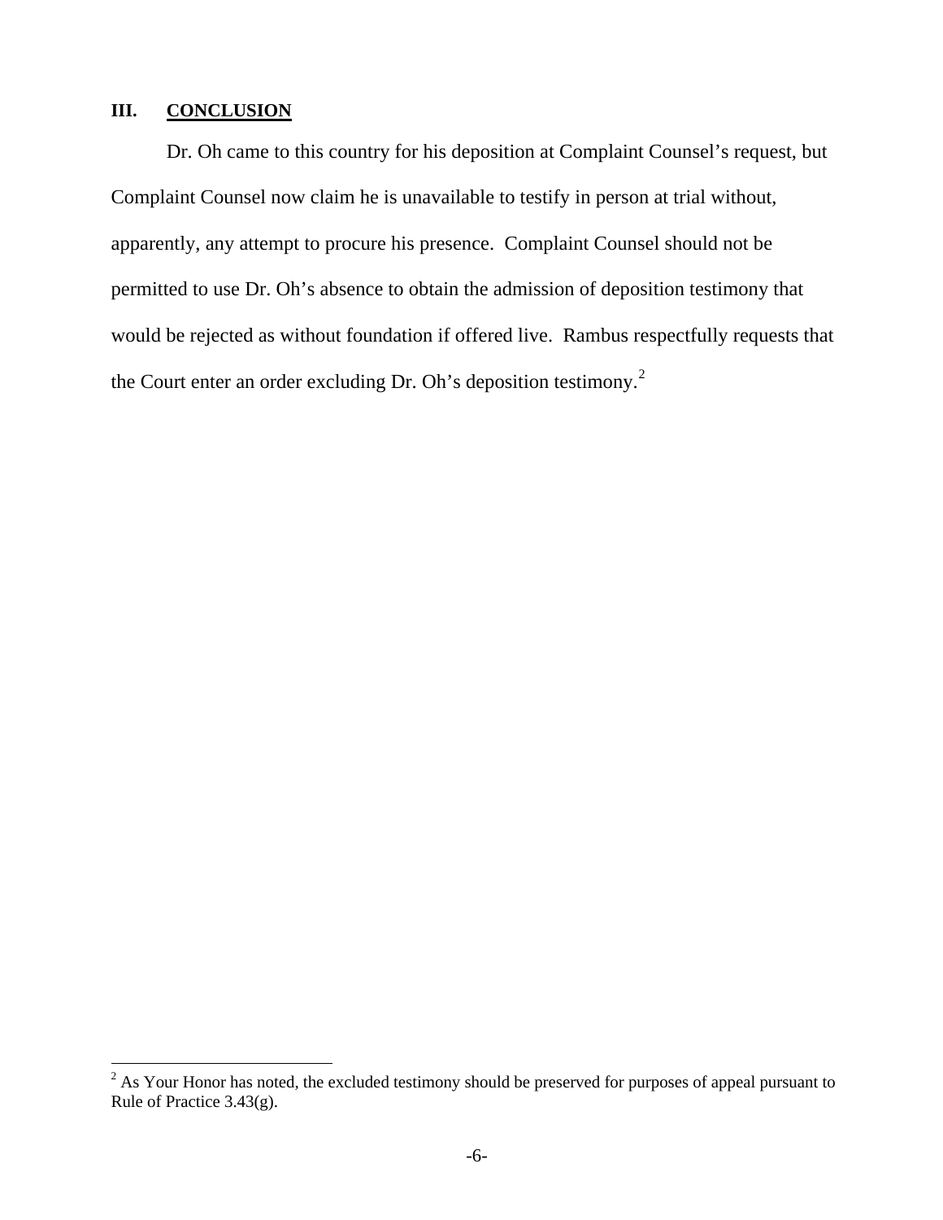## III. CONCLUSION

Dr. Oh came to this country for his deposition at Complaint Counsel's request, but Complaint Counsel now claim he is unavailable to testify in person at trial without, apparently, any attempt to procure his presence. Complaint Counsel should not be permitted to use Dr. Oh's absence to obtain the admission of deposition testimony that would be rejected as without foundation if offered live. Rambus respectfully requests that the Court enter an order excluding Dr. Oh's deposition testimony.[2]

[2] As Your Honor has noted, the excluded testimony should be preserved for purposes of appeal pursuant to Rule of Practice 3.43(g).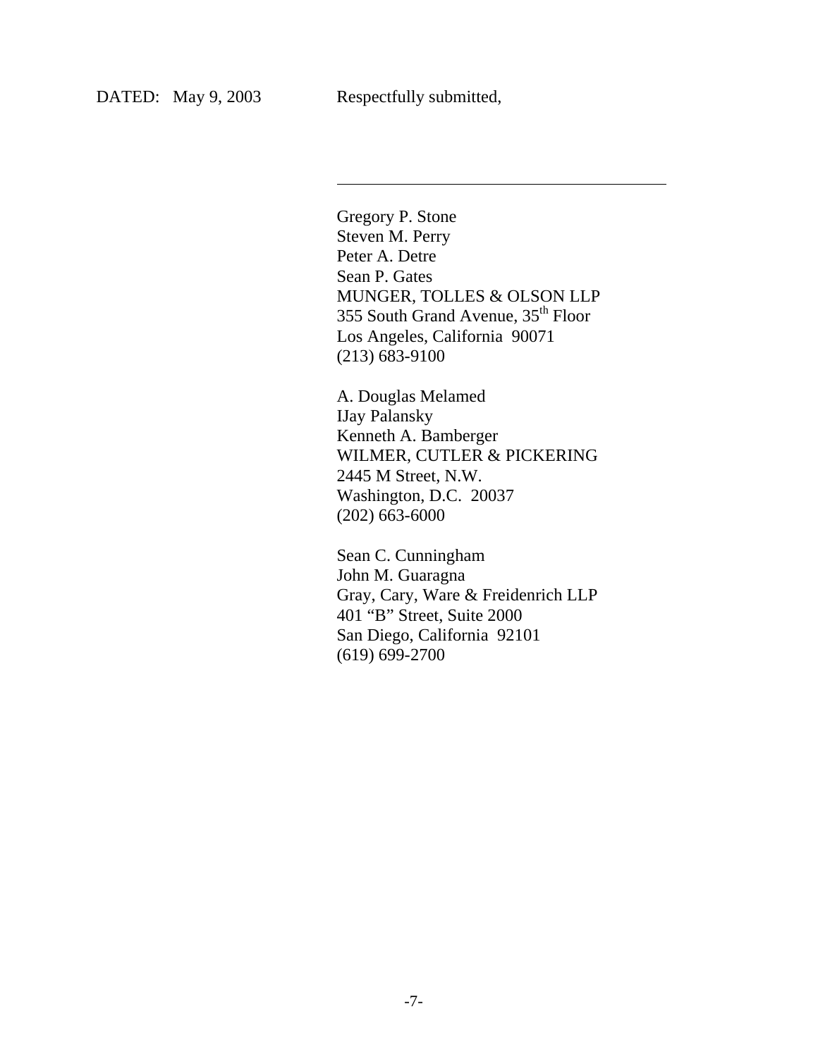DATED: May 9, 2003 Respectfully submitted,

\_\_\_\_\_\_\_\_\_\_\_\_\_\_\_\_\_\_\_\_\_\_\_\_\_\_\_\_\_\_\_\_\_\_\_\_\_\_

Gregory P. Stone
Steven M. Perry
Peter A. Detre
Sean P. Gates
MUNGER, TOLLES & OLSON LLP
355 South Grand Avenue, 35th Floor
Los Angeles, California 90071
(213) 683-9100

A. Douglas Melamed
IJay Palansky
Kenneth A. Bamberger
WILMER, CUTLER & PICKERING
2445 M Street, N.W.
Washington, D.C. 20037
(202) 663-6000

Sean C. Cunningham
John M. Guaragna
Gray, Cary, Ware & Freidenrich LLP
401 "B" Street, Suite 2000
San Diego, California 92101
(619) 699-2700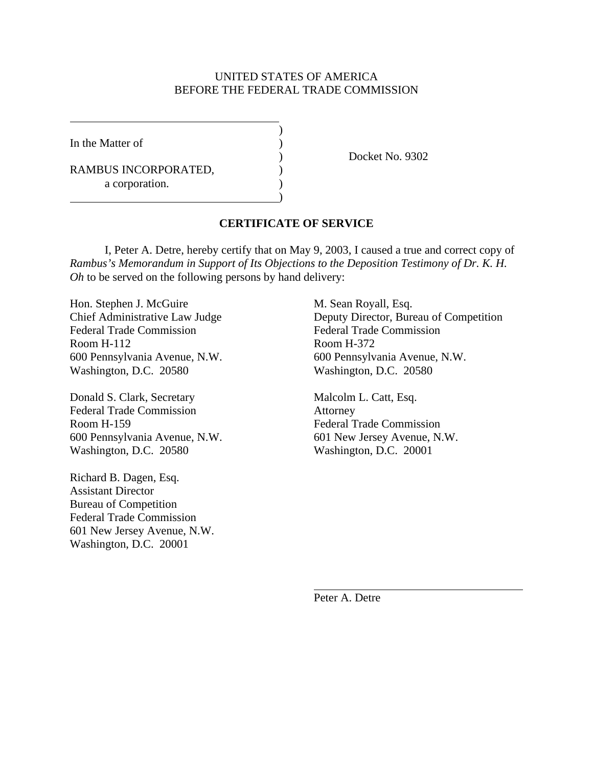UNITED STATES OF AMERICA
BEFORE THE FEDERAL TRADE COMMISSION

In the Matter of

RAMBUS INCORPORATED,
a corporation.

Docket No. 9302

**CERTIFICATE OF SERVICE**

I, Peter A. Detre, hereby certify that on May 9, 2003, I caused a true and correct copy of *Rambus's Memorandum in Support of Its Objections to the Deposition Testimony of Dr. K. H. Oh* to be served on the following persons by hand delivery:

Hon. Stephen J. McGuire
Chief Administrative Law Judge
Federal Trade Commission
Room H-112
600 Pennsylvania Avenue, N.W.
Washington, D.C. 20580

Donald S. Clark, Secretary
Federal Trade Commission
Room H-159
600 Pennsylvania Avenue, N.W.
Washington, D.C. 20580

Richard B. Dagen, Esq.
Assistant Director
Bureau of Competition
Federal Trade Commission
601 New Jersey Avenue, N.W.
Washington, D.C. 20001

M. Sean Royall, Esq.
Deputy Director, Bureau of Competition
Federal Trade Commission
Room H-372
600 Pennsylvania Avenue, N.W.
Washington, D.C. 20580

Malcolm L. Catt, Esq.
Attorney
Federal Trade Commission
601 New Jersey Avenue, N.W.
Washington, D.C. 20001

Peter A. Detre